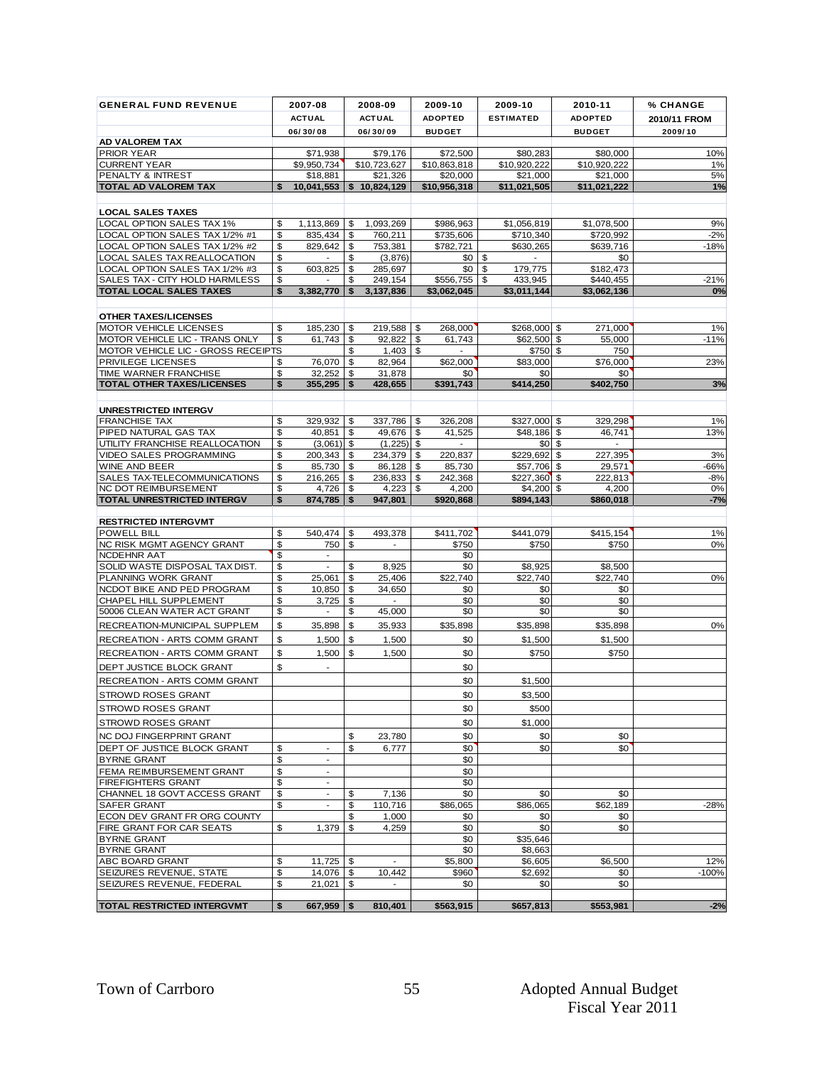| GENERAL FUND REVENUE | 2007-08 ACTUAL 06/30/08 | 2008-09 ACTUAL 06/30/09 | 2009-10 ADOPTED BUDGET | 2009-10 ESTIMATED | 2010-11 ADOPTED BUDGET | % CHANGE 2010/11 FROM 2009/10 |
|---|---|---|---|---|---|---|
| **AD VALOREM TAX** | | | | | | |
| PRIOR YEAR | $71,938 | $79,176 | $72,500 | $80,283 | $80,000 | 10% |
| CURRENT YEAR | $9,950,734 | $10,723,627 | $10,863,818 | $10,920,222 | $10,920,222 | 1% |
| PENALTY & INTREST | $18,881 | $21,326 | $20,000 | $21,000 | $21,000 | 5% |
| **TOTAL AD VALOREM TAX** | **$ 10,041,553** | **$ 10,824,129** | **$10,956,318** | **$11,021,505** | **$11,021,222** | **1%** |
| | | | | | | |
| **LOCAL SALES TAXES** | | | | | | |
| LOCAL OPTION SALES TAX 1% | $ 1,113,869 | $ 1,093,269 | $986,963 | $1,056,819 | $1,078,500 | 9% |
| LOCAL OPTION SALES TAX 1/2% #1 | $ 835,434 | $ 760,211 | $735,606 | $710,340 | $720,992 | -2% |
| LOCAL OPTION SALES TAX 1/2% #2 | $ 829,642 | $ 753,381 | $782,721 | $630,265 | $639,716 | -18% |
| LOCAL SALES TAX REALLOCATION | $ - | $ (3,876) | $0 | $ - | $0 | |
| LOCAL OPTION SALES TAX 1/2% #3 | $ 603,825 | $ 285,697 | $0 | $ 179,775 | $182,473 | |
| SALES TAX - CITY HOLD HARMLESS | $ - | $ 249,154 | $556,755 | $ 433,945 | $440,455 | -21% |
| **TOTAL LOCAL SALES TAXES** | **$ 3,382,770** | **$ 3,137,836** | **$3,062,045** | **$3,011,144** | **$3,062,136** | **0%** |
| | | | | | | |
| **OTHER TAXES/LICENSES** | | | | | | |
| MOTOR VEHICLE LICENSES | $ 185,230 | $ 219,588 | $ 268,000 | $268,000 | $ 271,000 | 1% |
| MOTOR VEHICLE LIC - TRANS ONLY | $ 61,743 | $ 92,822 | $ 61,743 | $62,500 | $ 55,000 | -11% |
| MOTOR VEHICLE LIC - GROSS RECEIPTS | | $ 1,403 | $ - | $750 | $ 750 | |
| PRIVILEGE LICENSES | $ 76,070 | $ 82,964 | $62,000 | $83,000 | $76,000 | 23% |
| TIME WARNER FRANCHISE | $ 32,252 | $ 31,878 | $0 | $0 | $0 | |
| **TOTAL OTHER TAXES/LICENSES** | **$ 355,295** | **$ 428,655** | **$391,743** | **$414,250** | **$402,750** | **3%** |
| | | | | | | |
| **UNRESTRICTED INTERGV** | | | | | | |
| FRANCHISE TAX | $ 329,932 | $ 337,786 | $ 326,208 | $327,000 | $ 329,298 | 1% |
| PIPED NATURAL GAS TAX | $ 40,851 | $ 49,676 | $ 41,525 | $48,186 | $ 46,741 | 13% |
| UTILITY FRANCHISE REALLOCATION | $ (3,061) | $ (1,225) | $ - | $0 | $ - | |
| VIDEO SALES PROGRAMMING | $ 200,343 | $ 234,379 | $ 220,837 | $229,692 | $ 227,395 | 3% |
| WINE AND BEER | $ 85,730 | $ 86,128 | $ 85,730 | $57,706 | $ 29,571 | -66% |
| SALES TAX-TELECOMMUNICATIONS | $ 216,265 | $ 236,833 | $ 242,368 | $227,360 | $ 222,813 | -8% |
| NC DOT REIMBURSEMENT | $ 4,726 | $ 4,223 | $ 4,200 | $4,200 | $ 4,200 | 0% |
| **TOTAL UNRESTRICTED INTERGV** | **$ 874,785** | **$ 947,801** | **$920,868** | **$894,143** | **$860,018** | **-7%** |
| | | | | | | |
| **RESTRICTED INTERGVMT** | | | | | | |
| POWELL BILL | $ 540,474 | $ 493,378 | $411,702 | $441,079 | $415,154 | 1% |
| NC RISK MGMT AGENCY GRANT | $ 750 | $ - | $750 | $750 | $750 | 0% |
| NCDEHNR AAT | $ - | | $0 | | | |
| SOLID WASTE DISPOSAL TAX DIST. | $ - | $ 8,925 | $0 | $8,925 | $8,500 | |
| PLANNING WORK GRANT | $ 25,061 | $ 25,406 | $22,740 | $22,740 | $22,740 | 0% |
| NCDOT BIKE AND PED PROGRAM | $ 10,850 | $ 34,650 | $0 | $0 | $0 | |
| CHAPEL HILL SUPPLEMENT | $ 3,725 | $ - | $0 | $0 | $0 | |
| 50006 CLEAN WATER ACT GRANT | $ - | $ 45,000 | $0 | $0 | $0 | |
| RECREATION-MUNICIPAL SUPPLEM | $ 35,898 | $ 35,933 | $35,898 | $35,898 | $35,898 | 0% |
| RECREATION - ARTS COMM GRANT | $ 1,500 | $ 1,500 | $0 | $1,500 | $1,500 | |
| RECREATION - ARTS COMM GRANT | $ 1,500 | $ 1,500 | $0 | $750 | $750 | |
| DEPT JUSTICE BLOCK GRANT | $ - | | $0 | | | |
| RECREATION - ARTS COMM GRANT | | | $0 | $1,500 | | |
| STROWD ROSES GRANT | | | $0 | $3,500 | | |
| STROWD ROSES GRANT | | | $0 | $500 | | |
| STROWD ROSES GRANT | | | $0 | $1,000 | | |
| NC DOJ FINGERPRINT GRANT | | $ 23,780 | $0 | $0 | $0 | |
| DEPT OF JUSTICE BLOCK GRANT | $ - | $ 6,777 | $0 | $0 | $0 | |
| BYRNE GRANT | $ - | | $0 | | | |
| FEMA REIMBURSEMENT GRANT | $ - | | $0 | | | |
| FIREFIGHTERS GRANT | $ - | | $0 | | | |
| CHANNEL 18 GOVT ACCESS GRANT | $ - | $ 7,136 | $0 | $0 | $0 | |
| SAFER GRANT | $ - | $ 110,716 | $86,065 | $86,065 | $62,189 | -28% |
| ECON DEV GRANT FR ORG COUNTY | | $ 1,000 | $0 | $0 | $0 | |
| FIRE GRANT FOR CAR SEATS | $ 1,379 | $ 4,259 | $0 | $0 | $0 | |
| BYRNE GRANT | | | $0 | $35,646 | | |
| BYRNE GRANT | | | $0 | $8,663 | | |
| ABC BOARD GRANT | $ 11,725 | $ - | $5,800 | $6,605 | $6,500 | 12% |
| SEIZURES REVENUE, STATE | $ 14,076 | $ 10,442 | $960 | $2,692 | $0 | -100% |
| SEIZURES REVENUE, FEDERAL | $ 21,021 | $ - | $0 | $0 | $0 | |
| | | | | | | |
| **TOTAL RESTRICTED INTERGVMT** | **$ 667,959** | **$ 810,401** | **$563,915** | **$657,813** | **$553,981** | **-2%** |

Town of Carrboro — Adopted Annual Budget Fiscal Year 2011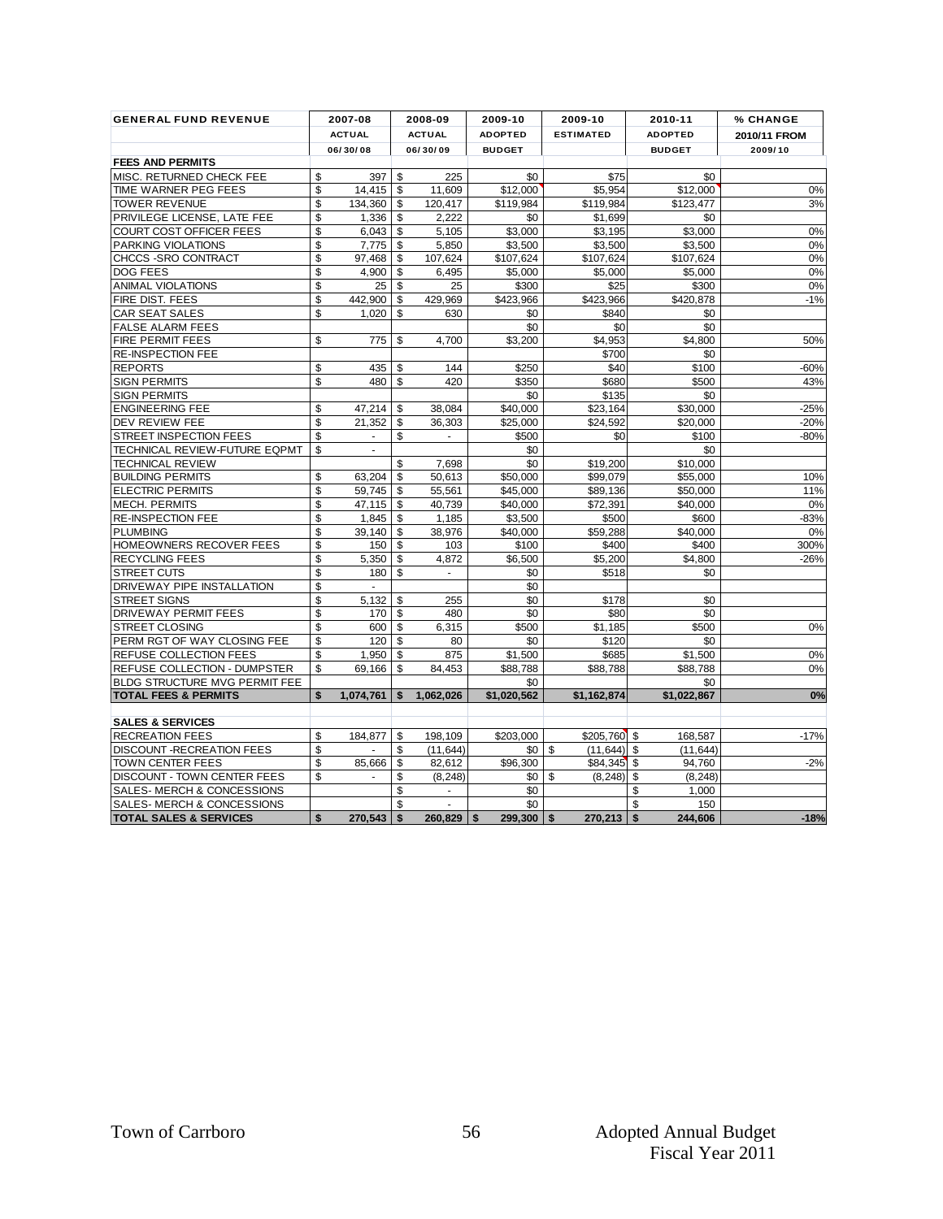| GENERAL FUND REVENUE | 2007-08 ACTUAL 06/30/08 | 2008-09 ACTUAL 06/30/09 | 2009-10 ADOPTED BUDGET | 2009-10 ESTIMATED | 2010-11 ADOPTED BUDGET | % CHANGE 2010/11 FROM 2009/10 |
|---|---|---|---|---|---|---|
| **FEES AND PERMITS** | | | | | | |
| MISC. RETURNED CHECK FEE | $ 397 | $ 225 | $0 | $75 | $0 | |
| TIME WARNER PEG FEES | $ 14,415 | $ 11,609 | $12,000 | $5,954 | $12,000 | 0% |
| TOWER REVENUE | $ 134,360 | $ 120,417 | $119,984 | $119,984 | $123,477 | 3% |
| PRIVILEGE LICENSE, LATE FEE | $ 1,336 | $ 2,222 | $0 | $1,699 | $0 | |
| COURT COST OFFICER FEES | $ 6,043 | $ 5,105 | $3,000 | $3,195 | $3,000 | 0% |
| PARKING VIOLATIONS | $ 7,775 | $ 5,850 | $3,500 | $3,500 | $3,500 | 0% |
| CHCCS -SRO CONTRACT | $ 97,468 | $ 107,624 | $107,624 | $107,624 | $107,624 | 0% |
| DOG FEES | $ 4,900 | $ 6,495 | $5,000 | $5,000 | $5,000 | 0% |
| ANIMAL VIOLATIONS | $ 25 | $ 25 | $300 | $25 | $300 | 0% |
| FIRE DIST. FEES | $ 442,900 | $ 429,969 | $423,966 | $423,966 | $420,878 | -1% |
| CAR SEAT SALES | $ 1,020 | $ 630 | $0 | $840 | $0 | |
| FALSE ALARM FEES | | | $0 | $0 | $0 | |
| FIRE PERMIT FEES | $ 775 | $ 4,700 | $3,200 | $4,953 | $4,800 | 50% |
| RE-INSPECTION FEE | | | | $700 | $0 | |
| REPORTS | $ 435 | $ 144 | $250 | $40 | $100 | -60% |
| SIGN PERMITS | $ 480 | $ 420 | $350 | $680 | $500 | 43% |
| SIGN PERMITS | | | $0 | $135 | $0 | |
| ENGINEERING FEE | $ 47,214 | $ 38,084 | $40,000 | $23,164 | $30,000 | -25% |
| DEV REVIEW FEE | $ 21,352 | $ 36,303 | $25,000 | $24,592 | $20,000 | -20% |
| STREET INSPECTION FEES | $ - | $ - | $500 | $0 | $100 | -80% |
| TECHNICAL REVIEW-FUTURE EQPMT | $ - | | $0 | | $0 | |
| TECHNICAL REVIEW | | $ 7,698 | $0 | $19,200 | $10,000 | |
| BUILDING PERMITS | $ 63,204 | $ 50,613 | $50,000 | $99,079 | $55,000 | 10% |
| ELECTRIC PERMITS | $ 59,745 | $ 55,561 | $45,000 | $89,136 | $50,000 | 11% |
| MECH. PERMITS | $ 47,115 | $ 40,739 | $40,000 | $72,391 | $40,000 | 0% |
| RE-INSPECTION FEE | $ 1,845 | $ 1,185 | $3,500 | $500 | $600 | -83% |
| PLUMBING | $ 39,140 | $ 38,976 | $40,000 | $59,288 | $40,000 | 0% |
| HOMEOWNERS RECOVER FEES | $ 150 | $ 103 | $100 | $400 | $400 | 300% |
| RECYCLING FEES | $ 5,350 | $ 4,872 | $6,500 | $5,200 | $4,800 | -26% |
| STREET CUTS | $ 180 | $ - | $0 | $518 | $0 | |
| DRIVEWAY PIPE INSTALLATION | $ - | | $0 | | | |
| STREET SIGNS | $ 5,132 | $ 255 | $0 | $178 | $0 | |
| DRIVEWAY PERMIT FEES | $ 170 | $ 480 | $0 | $80 | $0 | |
| STREET CLOSING | $ 600 | $ 6,315 | $500 | $1,185 | $500 | 0% |
| PERM RGT OF WAY CLOSING FEE | $ 120 | $ 80 | $0 | $120 | $0 | |
| REFUSE COLLECTION FEES | $ 1,950 | $ 875 | $1,500 | $685 | $1,500 | 0% |
| REFUSE COLLECTION - DUMPSTER | $ 69,166 | $ 84,453 | $88,788 | $88,788 | $88,788 | 0% |
| BLDG STRUCTURE MVG PERMIT FEE | | | $0 | | $0 | |
| **TOTAL FEES & PERMITS** | **$ 1,074,761** | **$ 1,062,026** | **$1,020,562** | **$1,162,874** | **$1,022,867** | **0%** |
| | | | | | | |
| **SALES & SERVICES** | | | | | | |
| RECREATION FEES | $ 184,877 | $ 198,109 | $203,000 | $205,760 | $ 168,587 | -17% |
| DISCOUNT -RECREATION FEES | $ - | $ (11,644) | $0 | $ (11,644) | $ (11,644) | |
| TOWN CENTER FEES | $ 85,666 | $ 82,612 | $96,300 | $84,345 | $ 94,760 | -2% |
| DISCOUNT - TOWN CENTER FEES | $ - | $ (8,248) | $0 | $ (8,248) | $ (8,248) | |
| SALES- MERCH & CONCESSIONS | | $ - | $0 | | $ 1,000 | |
| SALES- MERCH & CONCESSIONS | | $ - | $0 | | $ 150 | |
| **TOTAL SALES & SERVICES** | **$ 270,543** | **$ 260,829** | **$ 299,300** | **$ 270,213** | **$ 244,606** | **-18%** |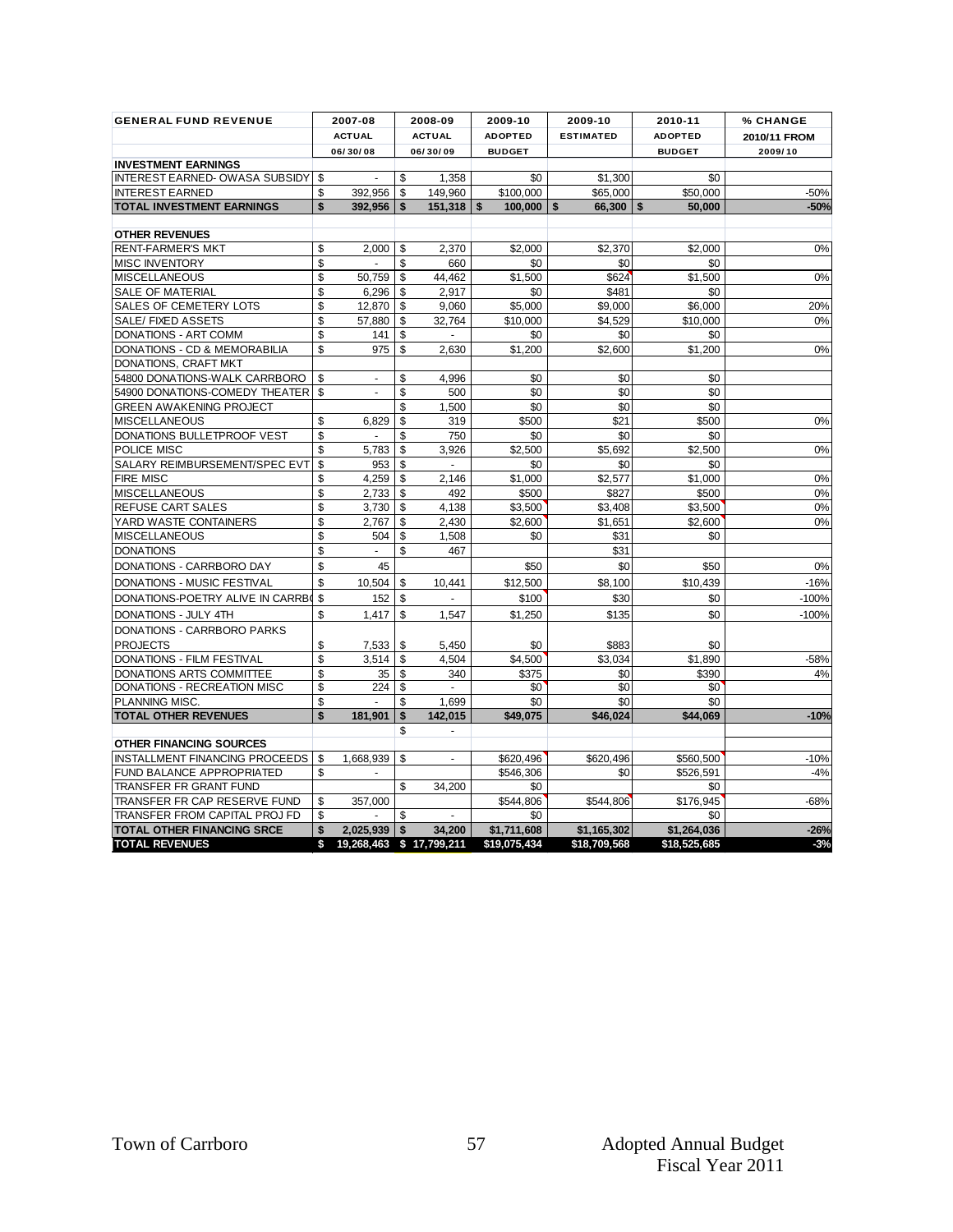| GENERAL FUND REVENUE | 2007-08 ACTUAL 06/30/08 | 2008-09 ACTUAL 06/30/09 | 2009-10 ADOPTED BUDGET | 2009-10 ESTIMATED | 2010-11 ADOPTED BUDGET | % CHANGE 2010/11 FROM 2009/10 |
|---|---|---|---|---|---|---|
| **INVESTMENT EARNINGS** | | | | | | |
| INTEREST EARNED- OWASA SUBSIDY | $ - | $ 1,358 | $0 | $1,300 | $0 | |
| INTEREST EARNED | $ 392,956 | $ 149,960 | $100,000 | $65,000 | $50,000 | -50% |
| **TOTAL INVESTMENT EARNINGS** | **$ 392,956** | **$ 151,318** | **$ 100,000** | **$ 66,300** | **$ 50,000** | **-50%** |
| | | | | | | |
| **OTHER REVENUES** | | | | | | |
| RENT-FARMER'S MKT | $ 2,000 | $ 2,370 | $2,000 | $2,370 | $2,000 | 0% |
| MISC INVENTORY | $ - | $ 660 | $0 | $0 | $0 | |
| MISCELLANEOUS | $ 50,759 | $ 44,462 | $1,500 | $624 | $1,500 | 0% |
| SALE OF MATERIAL | $ 6,296 | $ 2,917 | $0 | $481 | $0 | |
| SALES OF CEMETERY LOTS | $ 12,870 | $ 9,060 | $5,000 | $9,000 | $6,000 | 20% |
| SALE/ FIXED ASSETS | $ 57,880 | $ 32,764 | $10,000 | $4,529 | $10,000 | 0% |
| DONATIONS - ART COMM | $ 141 | $ - | $0 | $0 | $0 | |
| DONATIONS - CD & MEMORABILIA | $ 975 | $ 2,630 | $1,200 | $2,600 | $1,200 | 0% |
| DONATIONS, CRAFT MKT | | | | | | |
| 54800 DONATIONS-WALK CARRBORO | $ - | $ 4,996 | $0 | $0 | $0 | |
| 54900 DONATIONS-COMEDY THEATER | $ - | $ 500 | $0 | $0 | $0 | |
| GREEN AWAKENING PROJECT | | $ 1,500 | $0 | $0 | $0 | |
| MISCELLANEOUS | $ 6,829 | $ 319 | $500 | $21 | $500 | 0% |
| DONATIONS BULLETPROOF VEST | $ - | $ 750 | $0 | $0 | $0 | |
| POLICE MISC | $ 5,783 | $ 3,926 | $2,500 | $5,692 | $2,500 | 0% |
| SALARY REIMBURSEMENT/SPEC EVT | $ 953 | $ - | $0 | $0 | $0 | |
| FIRE MISC | $ 4,259 | $ 2,146 | $1,000 | $2,577 | $1,000 | 0% |
| MISCELLANEOUS | $ 2,733 | $ 492 | $500 | $827 | $500 | 0% |
| REFUSE CART SALES | $ 3,730 | $ 4,138 | $3,500 | $3,408 | $3,500 | 0% |
| YARD WASTE CONTAINERS | $ 2,767 | $ 2,430 | $2,600 | $1,651 | $2,600 | 0% |
| MISCELLANEOUS | $ 504 | $ 1,508 | $0 | $31 | $0 | |
| DONATIONS | $ - | $ 467 | | $31 | | |
| DONATIONS - CARRBORO DAY | $ 45 | | $50 | $0 | $50 | 0% |
| DONATIONS - MUSIC FESTIVAL | $ 10,504 | $ 10,441 | $12,500 | $8,100 | $10,439 | -16% |
| DONATIONS-POETRY ALIVE IN CARRBO | $ 152 | $ - | $100 | $30 | $0 | -100% |
| DONATIONS - JULY 4TH | $ 1,417 | $ 1,547 | $1,250 | $135 | $0 | -100% |
| DONATIONS - CARRBORO PARKS PROJECTS | $ 7,533 | $ 5,450 | $0 | $883 | $0 | |
| DONATIONS - FILM FESTIVAL | $ 3,514 | $ 4,504 | $4,500 | $3,034 | $1,890 | -58% |
| DONATIONS ARTS COMMITTEE | $ 35 | $ 340 | $375 | $0 | $390 | 4% |
| DONATIONS - RECREATION MISC | $ 224 | $ - | $0 | $0 | $0 | |
| PLANNING MISC. | $ - | $ 1,699 | $0 | $0 | $0 | |
| **TOTAL OTHER REVENUES** | **$ 181,901** | **$ 142,015** | **$49,075** | **$46,024** | **$44,069** | **-10%** |
| | | $ - | | | | |
| **OTHER FINANCING SOURCES** | | | | | | |
| INSTALLMENT FINANCING PROCEEDS | $ 1,668,939 | $ - | $620,496 | $620,496 | $560,500 | -10% |
| FUND BALANCE APPROPRIATED | $ - | | $546,306 | $0 | $526,591 | -4% |
| TRANSFER FR GRANT FUND | | $ 34,200 | $0 | | $0 | |
| TRANSFER FR CAP RESERVE FUND | $ 357,000 | | $544,806 | $544,806 | $176,945 | -68% |
| TRANSFER FROM CAPITAL PROJ FD | $ - | $ - | $0 | | $0 | |
| **TOTAL OTHER FINANCING SRCE** | **$ 2,025,939** | **$ 34,200** | **$1,711,608** | **$1,165,302** | **$1,264,036** | **-26%** |
| **TOTAL REVENUES** | **$ 19,268,463** | **$ 17,799,211** | **$19,075,434** | **$18,709,568** | **$18,525,685** | **-3%** |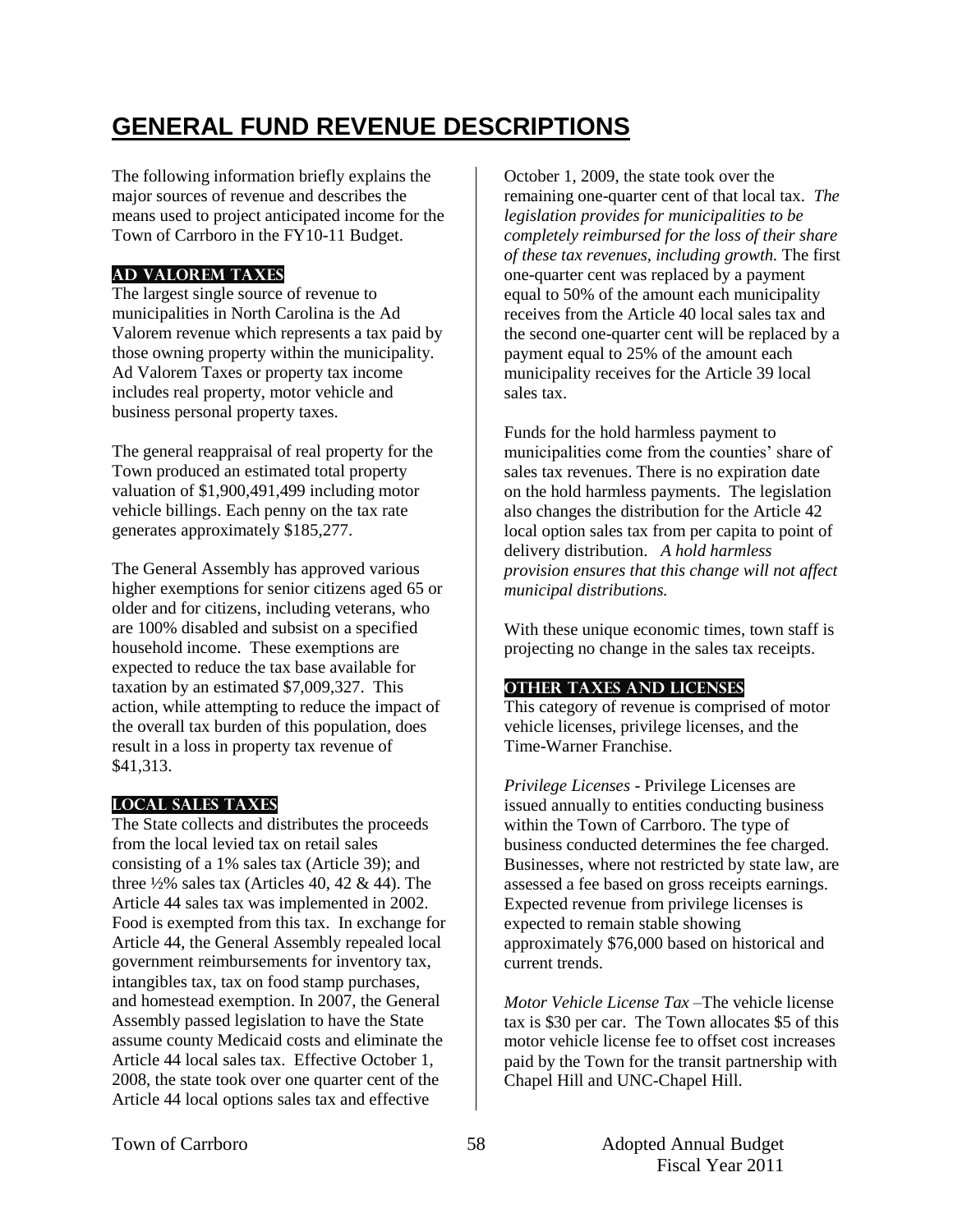# GENERAL FUND REVENUE DESCRIPTIONS

The following information briefly explains the major sources of revenue and describes the means used to project anticipated income for the Town of Carrboro in the FY10-11 Budget.

## AD VALOREM TAXES

The largest single source of revenue to municipalities in North Carolina is the Ad Valorem revenue which represents a tax paid by those owning property within the municipality. Ad Valorem Taxes or property tax income includes real property, motor vehicle and business personal property taxes.

The general reappraisal of real property for the Town produced an estimated total property valuation of $1,900,491,499 including motor vehicle billings. Each penny on the tax rate generates approximately $185,277.

The General Assembly has approved various higher exemptions for senior citizens aged 65 or older and for citizens, including veterans, who are 100% disabled and subsist on a specified household income. These exemptions are expected to reduce the tax base available for taxation by an estimated $7,009,327. This action, while attempting to reduce the impact of the overall tax burden of this population, does result in a loss in property tax revenue of $41,313.

## LOCAL SALES TAXES

The State collects and distributes the proceeds from the local levied tax on retail sales consisting of a 1% sales tax (Article 39); and three ½% sales tax (Articles 40, 42 & 44). The Article 44 sales tax was implemented in 2002. Food is exempted from this tax. In exchange for Article 44, the General Assembly repealed local government reimbursements for inventory tax, intangibles tax, tax on food stamp purchases, and homestead exemption. In 2007, the General Assembly passed legislation to have the State assume county Medicaid costs and eliminate the Article 44 local sales tax. Effective October 1, 2008, the state took over one quarter cent of the Article 44 local options sales tax and effective October 1, 2009, the state took over the remaining one-quarter cent of that local tax. *The legislation provides for municipalities to be completely reimbursed for the loss of their share of these tax revenues, including growth.* The first one-quarter cent was replaced by a payment equal to 50% of the amount each municipality receives from the Article 40 local sales tax and the second one-quarter cent will be replaced by a payment equal to 25% of the amount each municipality receives for the Article 39 local sales tax.

Funds for the hold harmless payment to municipalities come from the counties' share of sales tax revenues. There is no expiration date on the hold harmless payments. The legislation also changes the distribution for the Article 42 local option sales tax from per capita to point of delivery distribution. *A hold harmless provision ensures that this change will not affect municipal distributions.*

With these unique economic times, town staff is projecting no change in the sales tax receipts.

## OTHER TAXES AND LICENSES

This category of revenue is comprised of motor vehicle licenses, privilege licenses, and the Time-Warner Franchise.

*Privilege Licenses* - Privilege Licenses are issued annually to entities conducting business within the Town of Carrboro. The type of business conducted determines the fee charged. Businesses, where not restricted by state law, are assessed a fee based on gross receipts earnings. Expected revenue from privilege licenses is expected to remain stable showing approximately $76,000 based on historical and current trends.

*Motor Vehicle License Tax* –The vehicle license tax is $30 per car. The Town allocates $5 of this motor vehicle license fee to offset cost increases paid by the Town for the transit partnership with Chapel Hill and UNC-Chapel Hill.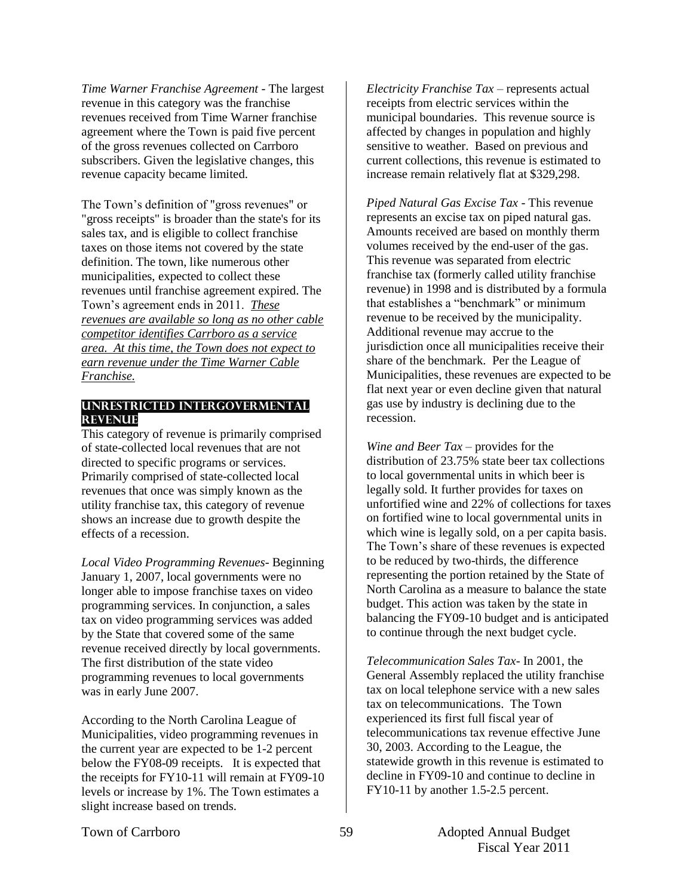*Time Warner Franchise Agreement* - The largest revenue in this category was the franchise revenues received from Time Warner franchise agreement where the Town is paid five percent of the gross revenues collected on Carrboro subscribers. Given the legislative changes, this revenue capacity became limited.

The Town's definition of "gross revenues" or "gross receipts" is broader than the state's for its sales tax, and is eligible to collect franchise taxes on those items not covered by the state definition. The town, like numerous other municipalities, expected to collect these revenues until franchise agreement expired. The Town's agreement ends in 2011. *These revenues are available so long as no other cable competitor identifies Carrboro as a service area. At this time, the Town does not expect to earn revenue under the Time Warner Cable Franchise.*

## UNRESTRICTED INTERGOVERMENTAL REVENUE

This category of revenue is primarily comprised of state-collected local revenues that are not directed to specific programs or services. Primarily comprised of state-collected local revenues that once was simply known as the utility franchise tax, this category of revenue shows an increase due to growth despite the effects of a recession.

*Local Video Programming Revenues*- Beginning January 1, 2007, local governments were no longer able to impose franchise taxes on video programming services. In conjunction, a sales tax on video programming services was added by the State that covered some of the same revenue received directly by local governments. The first distribution of the state video programming revenues to local governments was in early June 2007.

According to the North Carolina League of Municipalities, video programming revenues in the current year are expected to be 1-2 percent below the FY08-09 receipts. It is expected that the receipts for FY10-11 will remain at FY09-10 levels or increase by 1%. The Town estimates a slight increase based on trends.

*Electricity Franchise Tax* – represents actual receipts from electric services within the municipal boundaries. This revenue source is affected by changes in population and highly sensitive to weather. Based on previous and current collections, this revenue is estimated to increase remain relatively flat at $329,298.

*Piped Natural Gas Excise Tax* - This revenue represents an excise tax on piped natural gas. Amounts received are based on monthly therm volumes received by the end-user of the gas. This revenue was separated from electric franchise tax (formerly called utility franchise revenue) in 1998 and is distributed by a formula that establishes a "benchmark" or minimum revenue to be received by the municipality. Additional revenue may accrue to the jurisdiction once all municipalities receive their share of the benchmark. Per the League of Municipalities, these revenues are expected to be flat next year or even decline given that natural gas use by industry is declining due to the recession.

*Wine and Beer Tax* – provides for the distribution of 23.75% state beer tax collections to local governmental units in which beer is legally sold. It further provides for taxes on unfortified wine and 22% of collections for taxes on fortified wine to local governmental units in which wine is legally sold, on a per capita basis. The Town's share of these revenues is expected to be reduced by two-thirds, the difference representing the portion retained by the State of North Carolina as a measure to balance the state budget. This action was taken by the state in balancing the FY09-10 budget and is anticipated to continue through the next budget cycle.

*Telecommunication Sales Tax*- In 2001, the General Assembly replaced the utility franchise tax on local telephone service with a new sales tax on telecommunications. The Town experienced its first full fiscal year of telecommunications tax revenue effective June 30, 2003. According to the League, the statewide growth in this revenue is estimated to decline in FY09-10 and continue to decline in FY10-11 by another 1.5-2.5 percent.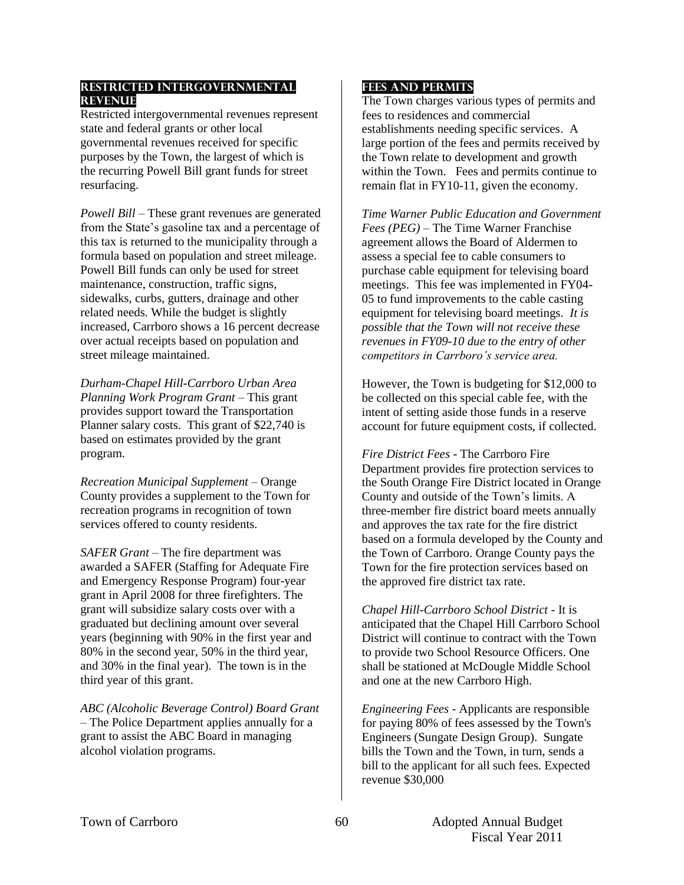## Restricted Intergovernmental Revenue

Restricted intergovernmental revenues represent state and federal grants or other local governmental revenues received for specific purposes by the Town, the largest of which is the recurring Powell Bill grant funds for street resurfacing.

*Powell Bill* – These grant revenues are generated from the State's gasoline tax and a percentage of this tax is returned to the municipality through a formula based on population and street mileage. Powell Bill funds can only be used for street maintenance, construction, traffic signs, sidewalks, curbs, gutters, drainage and other related needs. While the budget is slightly increased, Carrboro shows a 16 percent decrease over actual receipts based on population and street mileage maintained.

*Durham-Chapel Hill-Carrboro Urban Area Planning Work Program Grant* – This grant provides support toward the Transportation Planner salary costs. This grant of $22,740 is based on estimates provided by the grant program.

*Recreation Municipal Supplement* – Orange County provides a supplement to the Town for recreation programs in recognition of town services offered to county residents.

*SAFER Grant* – The fire department was awarded a SAFER (Staffing for Adequate Fire and Emergency Response Program) four-year grant in April 2008 for three firefighters. The grant will subsidize salary costs over with a graduated but declining amount over several years (beginning with 90% in the first year and 80% in the second year, 50% in the third year, and 30% in the final year). The town is in the third year of this grant.

*ABC (Alcoholic Beverage Control) Board Grant* – The Police Department applies annually for a grant to assist the ABC Board in managing alcohol violation programs.

## Fees and Permits

The Town charges various types of permits and fees to residences and commercial establishments needing specific services. A large portion of the fees and permits received by the Town relate to development and growth within the Town. Fees and permits continue to remain flat in FY10-11, given the economy.

*Time Warner Public Education and Government Fees (PEG)* – The Time Warner Franchise agreement allows the Board of Aldermen to assess a special fee to cable consumers to purchase cable equipment for televising board meetings. This fee was implemented in FY04-05 to fund improvements to the cable casting equipment for televising board meetings. *It is possible that the Town will not receive these revenues in FY09-10 due to the entry of other competitors in Carrboro's service area.*

However, the Town is budgeting for $12,000 to be collected on this special cable fee, with the intent of setting aside those funds in a reserve account for future equipment costs, if collected.

*Fire District Fees* - The Carrboro Fire Department provides fire protection services to the South Orange Fire District located in Orange County and outside of the Town's limits. A three-member fire district board meets annually and approves the tax rate for the fire district based on a formula developed by the County and the Town of Carrboro. Orange County pays the Town for the fire protection services based on the approved fire district tax rate.

*Chapel Hill-Carrboro School District* - It is anticipated that the Chapel Hill Carrboro School District will continue to contract with the Town to provide two School Resource Officers. One shall be stationed at McDougle Middle School and one at the new Carrboro High.

*Engineering Fees* - Applicants are responsible for paying 80% of fees assessed by the Town's Engineers (Sungate Design Group). Sungate bills the Town and the Town, in turn, sends a bill to the applicant for all such fees. Expected revenue $30,000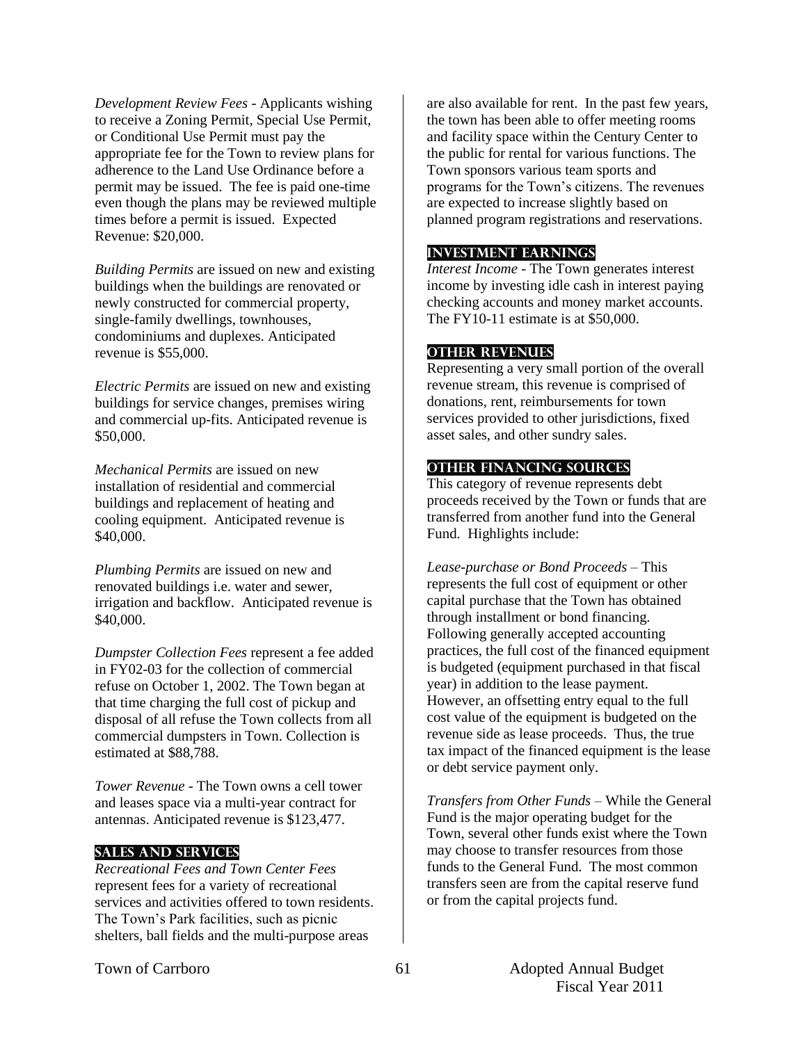*Development Review Fees* - Applicants wishing to receive a Zoning Permit, Special Use Permit, or Conditional Use Permit must pay the appropriate fee for the Town to review plans for adherence to the Land Use Ordinance before a permit may be issued. The fee is paid one-time even though the plans may be reviewed multiple times before a permit is issued. Expected Revenue: $20,000.

*Building Permits* are issued on new and existing buildings when the buildings are renovated or newly constructed for commercial property, single-family dwellings, townhouses, condominiums and duplexes. Anticipated revenue is $55,000.

*Electric Permits* are issued on new and existing buildings for service changes, premises wiring and commercial up-fits. Anticipated revenue is $50,000.

*Mechanical Permits* are issued on new installation of residential and commercial buildings and replacement of heating and cooling equipment. Anticipated revenue is $40,000.

*Plumbing Permits* are issued on new and renovated buildings i.e. water and sewer, irrigation and backflow. Anticipated revenue is $40,000.

*Dumpster Collection Fees* represent a fee added in FY02-03 for the collection of commercial refuse on October 1, 2002. The Town began at that time charging the full cost of pickup and disposal of all refuse the Town collects from all commercial dumpsters in Town. Collection is estimated at $88,788.

*Tower Revenue* - The Town owns a cell tower and leases space via a multi-year contract for antennas. Anticipated revenue is $123,477.

## SALES AND SERVICES

*Recreational Fees and Town Center Fees* represent fees for a variety of recreational services and activities offered to town residents. The Town's Park facilities, such as picnic shelters, ball fields and the multi-purpose areas are also available for rent. In the past few years, the town has been able to offer meeting rooms and facility space within the Century Center to the public for rental for various functions. The Town sponsors various team sports and programs for the Town's citizens. The revenues are expected to increase slightly based on planned program registrations and reservations.

## INVESTMENT EARNINGS

*Interest Income* - The Town generates interest income by investing idle cash in interest paying checking accounts and money market accounts. The FY10-11 estimate is at $50,000.

## OTHER REVENUES

Representing a very small portion of the overall revenue stream, this revenue is comprised of donations, rent, reimbursements for town services provided to other jurisdictions, fixed asset sales, and other sundry sales.

## OTHER FINANCING SOURCES

This category of revenue represents debt proceeds received by the Town or funds that are transferred from another fund into the General Fund. Highlights include:

*Lease-purchase or Bond Proceeds* – This represents the full cost of equipment or other capital purchase that the Town has obtained through installment or bond financing. Following generally accepted accounting practices, the full cost of the financed equipment is budgeted (equipment purchased in that fiscal year) in addition to the lease payment. However, an offsetting entry equal to the full cost value of the equipment is budgeted on the revenue side as lease proceeds. Thus, the true tax impact of the financed equipment is the lease or debt service payment only.

*Transfers from Other Funds* – While the General Fund is the major operating budget for the Town, several other funds exist where the Town may choose to transfer resources from those funds to the General Fund. The most common transfers seen are from the capital reserve fund or from the capital projects fund.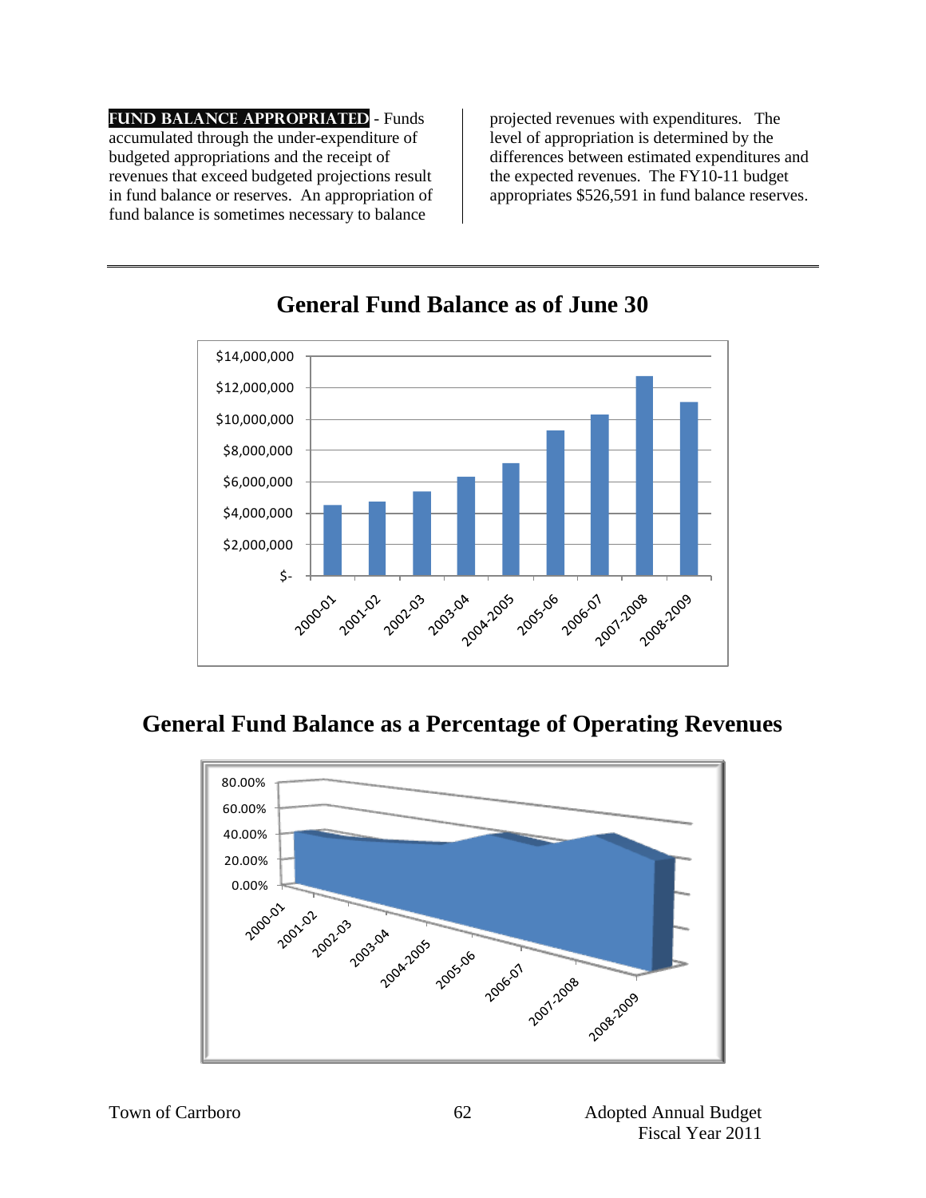**FUND BALANCE APPROPRIATED** - Funds accumulated through the under-expenditure of budgeted appropriations and the receipt of revenues that exceed budgeted projections result in fund balance or reserves. An appropriation of fund balance is sometimes necessary to balance projected revenues with expenditures. The level of appropriation is determined by the differences between estimated expenditures and the expected revenues. The FY10-11 budget appropriates $526,591 in fund balance reserves.

## General Fund Balance as of June 30

## General Fund Balance as a Percentage of Operating Revenues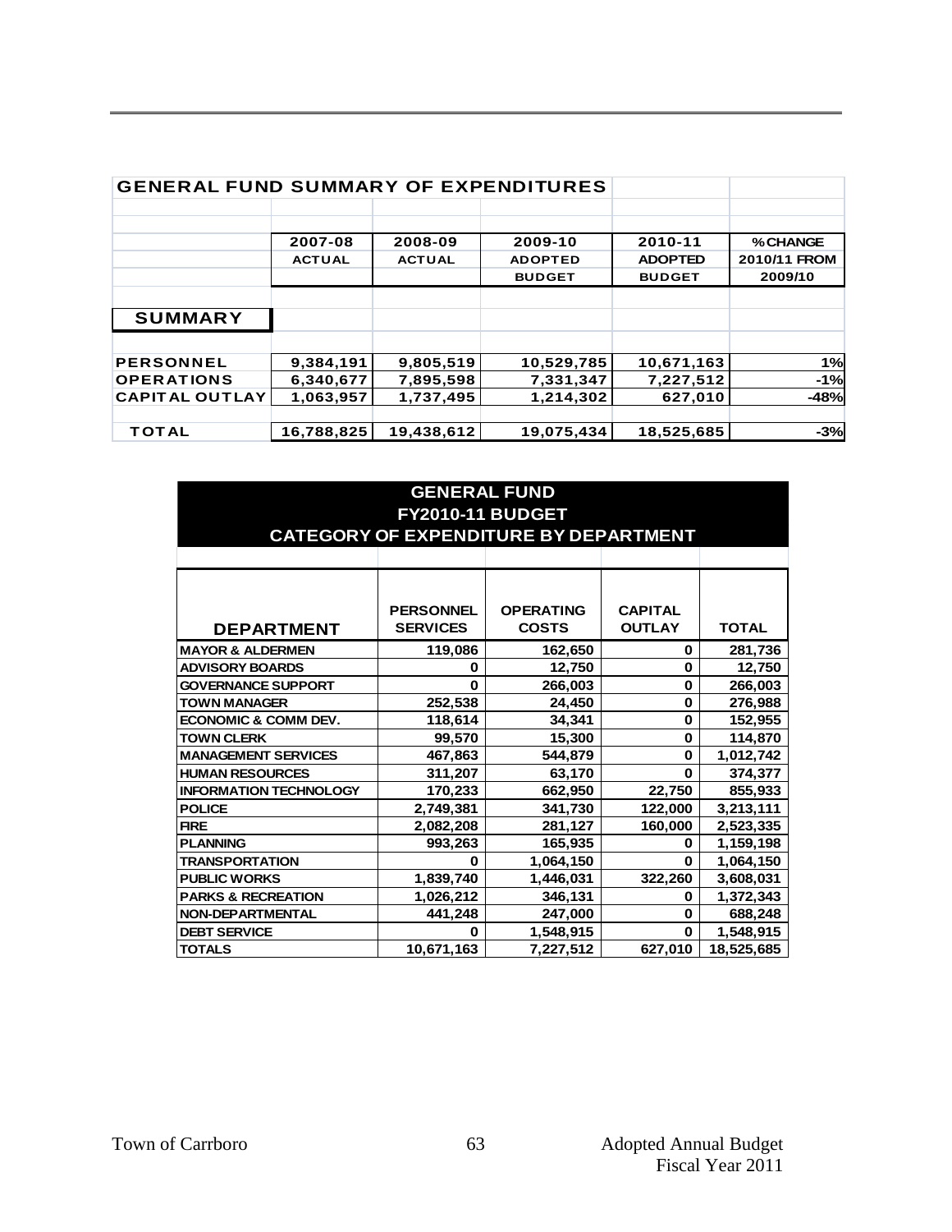## GENERAL FUND SUMMARY OF EXPENDITURES

| | 2007-08 ACTUAL | 2008-09 ACTUAL | 2009-10 ADOPTED BUDGET | 2010-11 ADOPTED BUDGET | %CHANGE 2010/11 FROM 2009/10 |
|---|---|---|---|---|---|
| **SUMMARY** | | | | | |
| PERSONNEL | 9,384,191 | 9,805,519 | 10,529,785 | 10,671,163 | 1% |
| OPERATIONS | 6,340,677 | 7,895,598 | 7,331,347 | 7,227,512 | -1% |
| CAPITAL OUTLAY | 1,063,957 | 1,737,495 | 1,214,302 | 627,010 | -48% |
| TOTAL | 16,788,825 | 19,438,612 | 19,075,434 | 18,525,685 | -3% |

## GENERAL FUND
## FY2010-11 BUDGET
## CATEGORY OF EXPENDITURE BY DEPARTMENT

| DEPARTMENT | PERSONNEL SERVICES | OPERATING COSTS | CAPITAL OUTLAY | TOTAL |
|---|---|---|---|---|
| MAYOR & ALDERMEN | 119,086 | 162,650 | 0 | 281,736 |
| ADVISORY BOARDS | 0 | 12,750 | 0 | 12,750 |
| GOVERNANCE SUPPORT | 0 | 266,003 | 0 | 266,003 |
| TOWN MANAGER | 252,538 | 24,450 | 0 | 276,988 |
| ECONOMIC & COMM DEV. | 118,614 | 34,341 | 0 | 152,955 |
| TOWN CLERK | 99,570 | 15,300 | 0 | 114,870 |
| MANAGEMENT SERVICES | 467,863 | 544,879 | 0 | 1,012,742 |
| HUMAN RESOURCES | 311,207 | 63,170 | 0 | 374,377 |
| INFORMATION TECHNOLOGY | 170,233 | 662,950 | 22,750 | 855,933 |
| POLICE | 2,749,381 | 341,730 | 122,000 | 3,213,111 |
| FIRE | 2,082,208 | 281,127 | 160,000 | 2,523,335 |
| PLANNING | 993,263 | 165,935 | 0 | 1,159,198 |
| TRANSPORTATION | 0 | 1,064,150 | 0 | 1,064,150 |
| PUBLIC WORKS | 1,839,740 | 1,446,031 | 322,260 | 3,608,031 |
| PARKS & RECREATION | 1,026,212 | 346,131 | 0 | 1,372,343 |
| NON-DEPARTMENTAL | 441,248 | 247,000 | 0 | 688,248 |
| DEBT SERVICE | 0 | 1,548,915 | 0 | 1,548,915 |
| TOTALS | 10,671,163 | 7,227,512 | 627,010 | 18,525,685 |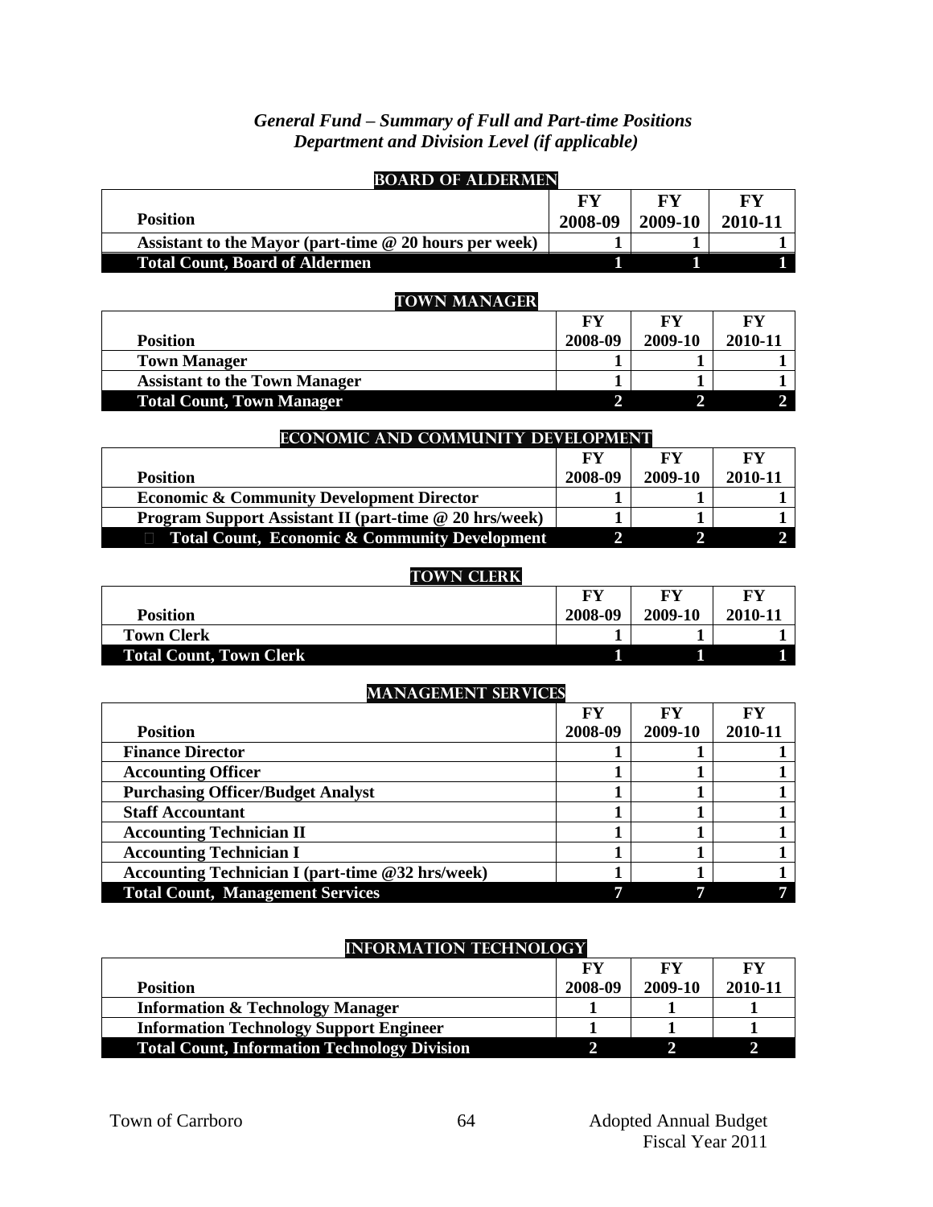*General Fund – Summary of Full and Part-time Positions*
*Department and Division Level (if applicable)*

## BOARD OF ALDERMEN

| Position | FY 2008-09 | FY 2009-10 | FY 2010-11 |
|---|---|---|---|
| Assistant to the Mayor (part-time @ 20 hours per week) | 1 | 1 | 1 |
| **Total Count, Board of Aldermen** | **1** | **1** | **1** |

## TOWN MANAGER

| Position | FY 2008-09 | FY 2009-10 | FY 2010-11 |
|---|---|---|---|
| Town Manager | 1 | 1 | 1 |
| Assistant to the Town Manager | 1 | 1 | 1 |
| **Total Count, Town Manager** | **2** | **2** | **2** |

## ECONOMIC AND COMMUNITY DEVELOPMENT

| Position | FY 2008-09 | FY 2009-10 | FY 2010-11 |
|---|---|---|---|
| Economic & Community Development Director | 1 | 1 | 1 |
| Program Support Assistant II (part-time @ 20 hrs/week) | 1 | 1 | 1 |
| **Total Count, Economic & Community Development** | **2** | **2** | **2** |

## TOWN CLERK

| Position | FY 2008-09 | FY 2009-10 | FY 2010-11 |
|---|---|---|---|
| Town Clerk | 1 | 1 | 1 |
| **Total Count, Town Clerk** | **1** | **1** | **1** |

## MANAGEMENT SERVICES

| Position | FY 2008-09 | FY 2009-10 | FY 2010-11 |
|---|---|---|---|
| Finance Director | 1 | 1 | 1 |
| Accounting Officer | 1 | 1 | 1 |
| Purchasing Officer/Budget Analyst | 1 | 1 | 1 |
| Staff Accountant | 1 | 1 | 1 |
| Accounting Technician II | 1 | 1 | 1 |
| Accounting Technician I | 1 | 1 | 1 |
| Accounting Technician I (part-time @32 hrs/week) | 1 | 1 | 1 |
| **Total Count, Management Services** | **7** | **7** | **7** |

## INFORMATION TECHNOLOGY

| Position | FY 2008-09 | FY 2009-10 | FY 2010-11 |
|---|---|---|---|
| Information & Technology Manager | 1 | 1 | 1 |
| Information Technology Support Engineer | 1 | 1 | 1 |
| **Total Count, Information Technology Division** | **2** | **2** | **2** |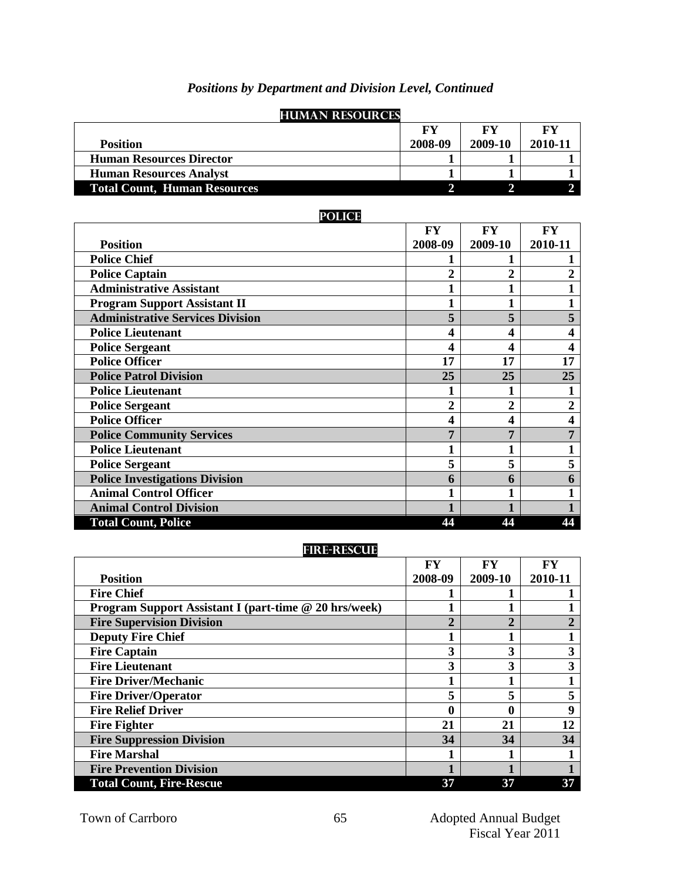*Positions by Department and Division Level, Continued*

## HUMAN RESOURCES

| Position | FY 2008-09 | FY 2009-10 | FY 2010-11 |
|---|---|---|---|
| **Human Resources Director** | **1** | **1** | **1** |
| **Human Resources Analyst** | **1** | **1** | **1** |
| **Total Count, Human Resources** | **2** | **2** | **2** |

## POLICE

| Position | FY 2008-09 | FY 2009-10 | FY 2010-11 |
|---|---|---|---|
| **Police Chief** | **1** | **1** | **1** |
| **Police Captain** | **2** | **2** | **2** |
| **Administrative Assistant** | **1** | **1** | **1** |
| **Program Support Assistant II** | **1** | **1** | **1** |
| **Administrative Services Division** | **5** | **5** | **5** |
| **Police Lieutenant** | **4** | **4** | **4** |
| **Police Sergeant** | **4** | **4** | **4** |
| **Police Officer** | **17** | **17** | **17** |
| **Police Patrol Division** | **25** | **25** | **25** |
| **Police Lieutenant** | **1** | **1** | **1** |
| **Police Sergeant** | **2** | **2** | **2** |
| **Police Officer** | **4** | **4** | **4** |
| **Police Community Services** | **7** | **7** | **7** |
| **Police Lieutenant** | **1** | **1** | **1** |
| **Police Sergeant** | **5** | **5** | **5** |
| **Police Investigations Division** | **6** | **6** | **6** |
| **Animal Control Officer** | **1** | **1** | **1** |
| **Animal Control Division** | **1** | **1** | **1** |
| **Total Count, Police** | **44** | **44** | **44** |

## FIRE-RESCUE

| Position | FY 2008-09 | FY 2009-10 | FY 2010-11 |
|---|---|---|---|
| **Fire Chief** | **1** | **1** | **1** |
| **Program Support Assistant I (part-time @ 20 hrs/week)** | **1** | **1** | **1** |
| **Fire Supervision Division** | **2** | **2** | **2** |
| **Deputy Fire Chief** | **1** | **1** | **1** |
| **Fire Captain** | **3** | **3** | **3** |
| **Fire Lieutenant** | **3** | **3** | **3** |
| **Fire Driver/Mechanic** | **1** | **1** | **1** |
| **Fire Driver/Operator** | **5** | **5** | **5** |
| **Fire Relief Driver** | **0** | **0** | **9** |
| **Fire Fighter** | **21** | **21** | **12** |
| **Fire Suppression Division** | **34** | **34** | **34** |
| **Fire Marshal** | **1** | **1** | **1** |
| **Fire Prevention Division** | **1** | **1** | **1** |
| **Total Count, Fire-Rescue** | **37** | **37** | **37** |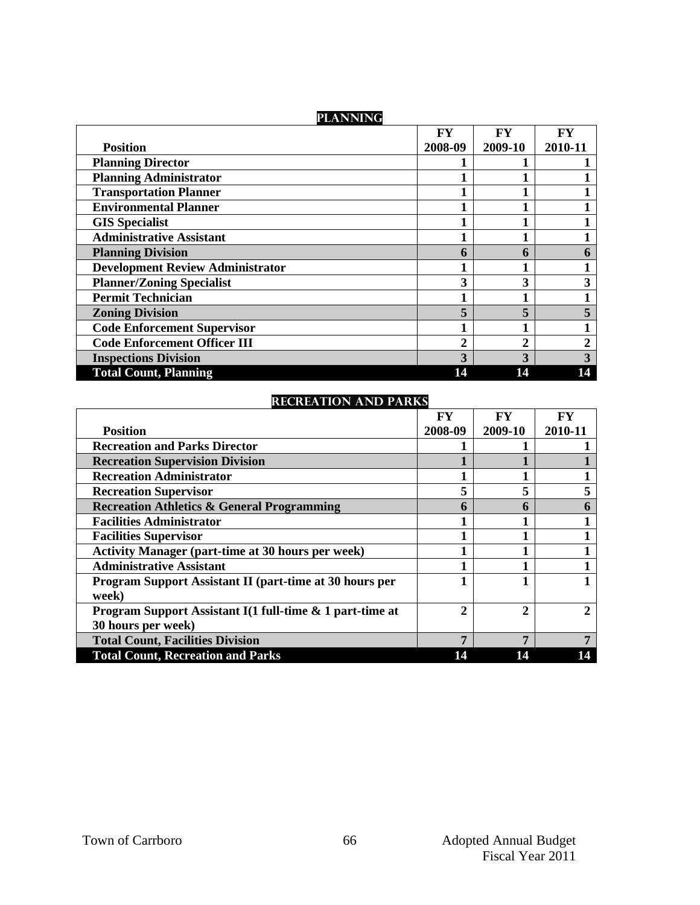## PLANNING

| Position | FY 2008-09 | FY 2009-10 | FY 2010-11 |
|---|---|---|---|
| **Planning Director** | 1 | 1 | 1 |
| **Planning Administrator** | 1 | 1 | 1 |
| **Transportation Planner** | 1 | 1 | 1 |
| **Environmental Planner** | 1 | 1 | 1 |
| **GIS Specialist** | 1 | 1 | 1 |
| **Administrative Assistant** | 1 | 1 | 1 |
| **Planning Division** | **6** | **6** | **6** |
| **Development Review Administrator** | 1 | 1 | 1 |
| **Planner/Zoning Specialist** | 3 | 3 | 3 |
| **Permit Technician** | 1 | 1 | 1 |
| **Zoning Division** | **5** | **5** | **5** |
| **Code Enforcement Supervisor** | 1 | 1 | 1 |
| **Code Enforcement Officer III** | 2 | 2 | 2 |
| **Inspections Division** | **3** | **3** | **3** |
| **Total Count, Planning** | **14** | **14** | **14** |

## RECREATION AND PARKS

| Position | FY 2008-09 | FY 2009-10 | FY 2010-11 |
|---|---|---|---|
| **Recreation and Parks Director** | 1 | 1 | 1 |
| **Recreation Supervision Division** | **1** | **1** | **1** |
| **Recreation Administrator** | 1 | 1 | 1 |
| **Recreation Supervisor** | 5 | 5 | 5 |
| **Recreation Athletics & General Programming** | **6** | **6** | **6** |
| **Facilities Administrator** | 1 | 1 | 1 |
| **Facilities Supervisor** | 1 | 1 | 1 |
| **Activity Manager (part-time at 30 hours per week)** | 1 | 1 | 1 |
| **Administrative Assistant** | 1 | 1 | 1 |
| **Program Support Assistant II (part-time at 30 hours per week)** | 1 | 1 | 1 |
| **Program Support Assistant I(1 full-time & 1 part-time at 30 hours per week)** | 2 | 2 | 2 |
| **Total Count, Facilities Division** | **7** | **7** | **7** |
| **Total Count, Recreation and Parks** | **14** | **14** | **14** |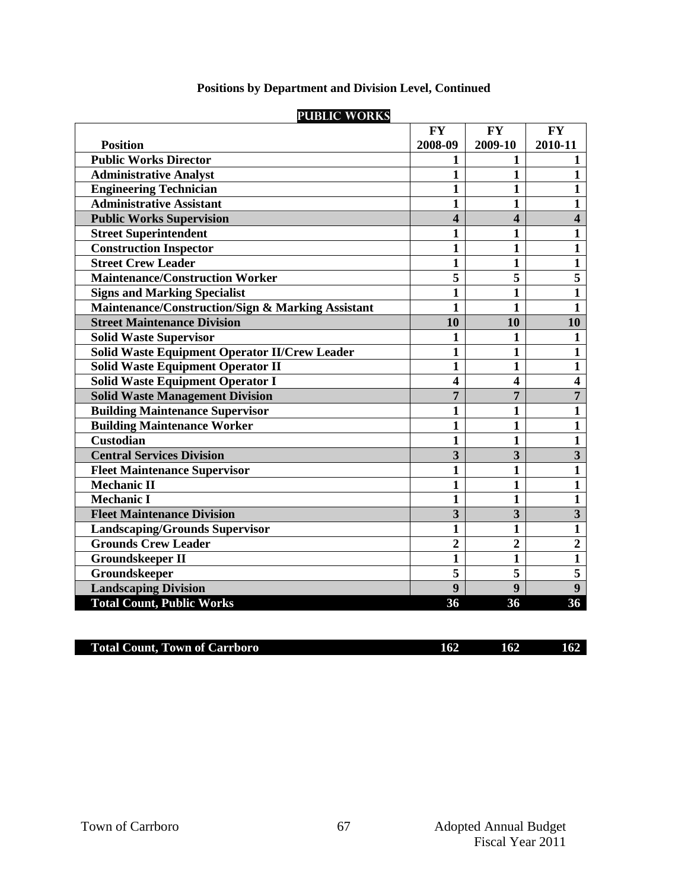## Positions by Department and Division Level, Continued

### PUBLIC WORKS

| Position | FY 2008-09 | FY 2009-10 | FY 2010-11 |
|---|---|---|---|
| Public Works Director | 1 | 1 | 1 |
| Administrative Analyst | 1 | 1 | 1 |
| Engineering Technician | 1 | 1 | 1 |
| Administrative Assistant | 1 | 1 | 1 |
| **Public Works Supervision** | **4** | **4** | **4** |
| Street Superintendent | 1 | 1 | 1 |
| Construction Inspector | 1 | 1 | 1 |
| Street Crew Leader | 1 | 1 | 1 |
| Maintenance/Construction Worker | 5 | 5 | 5 |
| Signs and Marking Specialist | 1 | 1 | 1 |
| Maintenance/Construction/Sign & Marking Assistant | 1 | 1 | 1 |
| **Street Maintenance Division** | **10** | **10** | **10** |
| Solid Waste Supervisor | 1 | 1 | 1 |
| Solid Waste Equipment Operator II/Crew Leader | 1 | 1 | 1 |
| Solid Waste Equipment Operator II | 1 | 1 | 1 |
| Solid Waste Equipment Operator I | 4 | 4 | 4 |
| **Solid Waste Management Division** | **7** | **7** | **7** |
| Building Maintenance Supervisor | 1 | 1 | 1 |
| Building Maintenance Worker | 1 | 1 | 1 |
| Custodian | 1 | 1 | 1 |
| **Central Services Division** | **3** | **3** | **3** |
| Fleet Maintenance Supervisor | 1 | 1 | 1 |
| Mechanic II | 1 | 1 | 1 |
| Mechanic I | 1 | 1 | 1 |
| **Fleet Maintenance Division** | **3** | **3** | **3** |
| Landscaping/Grounds Supervisor | 1 | 1 | 1 |
| Grounds Crew Leader | 2 | 2 | 2 |
| Groundskeeper II | 1 | 1 | 1 |
| Groundskeeper | 5 | 5 | 5 |
| **Landscaping Division** | **9** | **9** | **9** |
| **Total Count, Public Works** | **36** | **36** | **36** |

| | | | |
|---|---|---|---|
| **Total Count, Town of Carrboro** | **162** | **162** | **162** |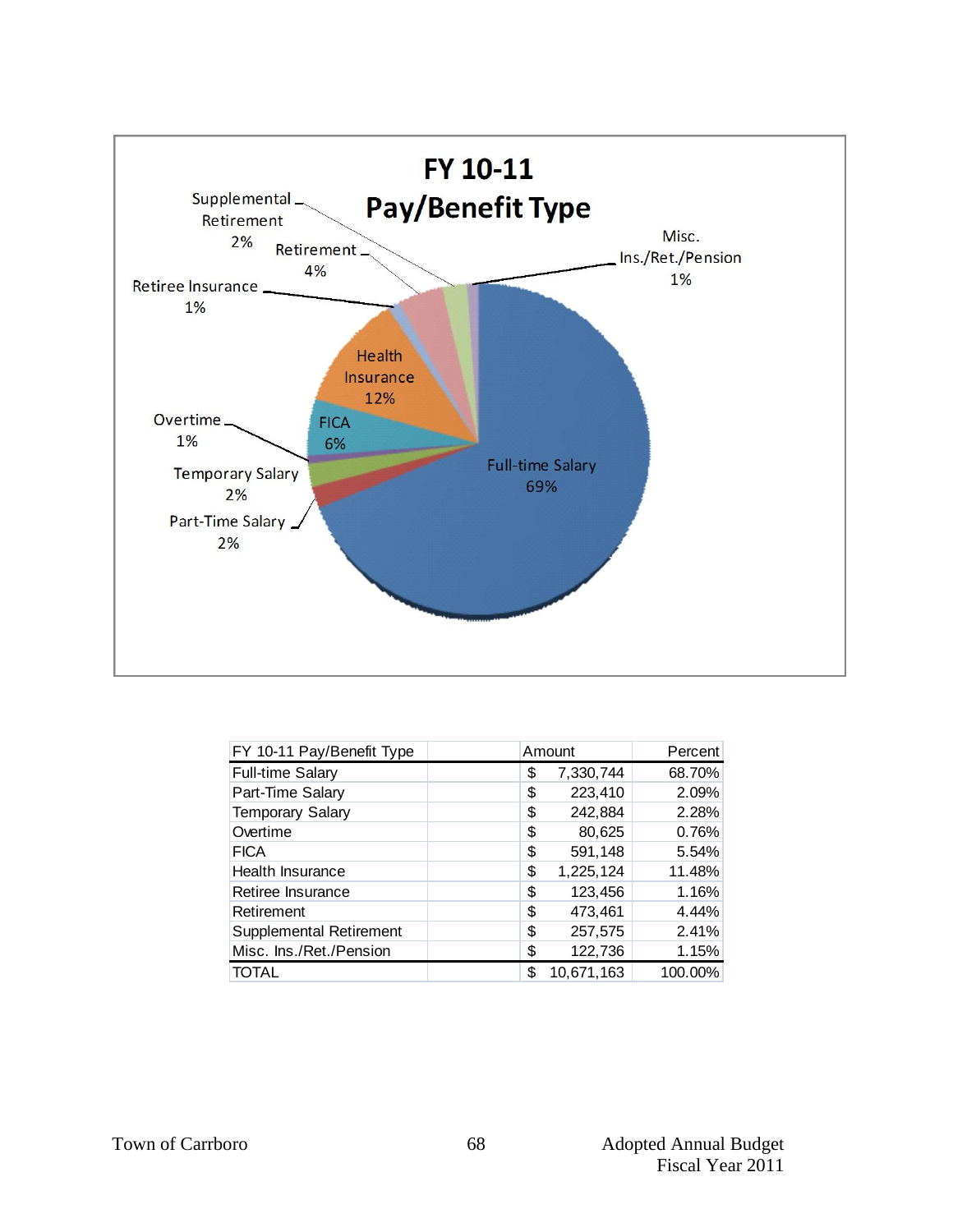# FY 10-11 Pay/Benefit Type

Supplemental Retirement 2%

Retirement 4%

Misc. Ins./Ret./Pension 1%

Retiree Insurance 1%

Health Insurance 12%

Overtime 1%

FICA 6%

Temporary Salary 2%

Full-time Salary 69%

Part-Time Salary 2%

| FY 10-11 Pay/Benefit Type | Amount | Percent |
|---|---|---|
| Full-time Salary | $ 7,330,744 | 68.70% |
| Part-Time Salary | $ 223,410 | 2.09% |
| Temporary Salary | $ 242,884 | 2.28% |
| Overtime | $ 80,625 | 0.76% |
| FICA | $ 591,148 | 5.54% |
| Health Insurance | $ 1,225,124 | 11.48% |
| Retiree Insurance | $ 123,456 | 1.16% |
| Retirement | $ 473,461 | 4.44% |
| Supplemental Retirement | $ 257,575 | 2.41% |
| Misc. Ins./Ret./Pension | $ 122,736 | 1.15% |
| TOTAL | $ 10,671,163 | 100.00% |